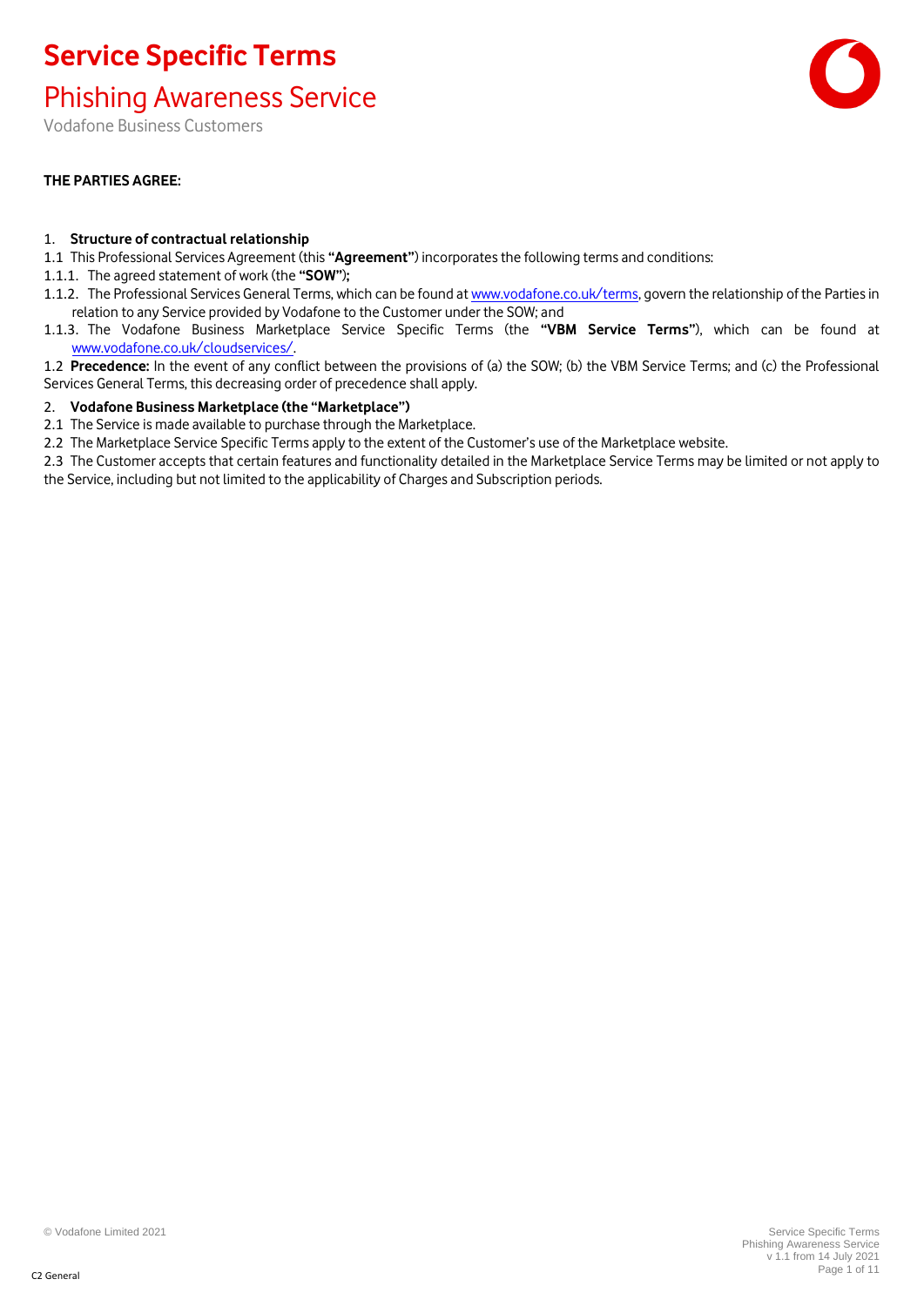# Service Specific Terms

## Phishing Awareness Service

Vodafone Business Customers

**THE PARTIES AGREE:**

1. **Structure of contractual relationship**

1.1 This Professional Services Agreement (this **"Agreement"**) incorporates the following terms and conditions:

1.1.1. The agreed statement of work (the **"SOW"**);

1.1.2. The Professional Services General Terms, which can be found at www.vodafone.co.uk/terms, govern the relationship of the Parties in relation to any Service provided by Vodafone to the Customer under the SOW; and

1.1.3. The Vodafone Business Marketplace Service Specific Terms (the **"VBM Service Terms"**), which can be found at www.vodafone.co.uk/cloudservices/.

1.2 **Precedence:** In the event of any conflict between the provisions of (a) the SOW; (b) the VBM Service Terms; and (c) the Professional Services General Terms, this decreasing order of precedence shall apply.

2. **Vodafone Business Marketplace (the "Marketplace")**

2.1 The Service is made available to purchase through the Marketplace.

2.2 The Marketplace Service Specific Terms apply to the extent of the Customer's use of the Marketplace website.

2.3 The Customer accepts that certain features and functionality detailed in the Marketplace Service Terms may be limited or not apply to the Service, including but not limited to the applicability of Charges and Subscription periods.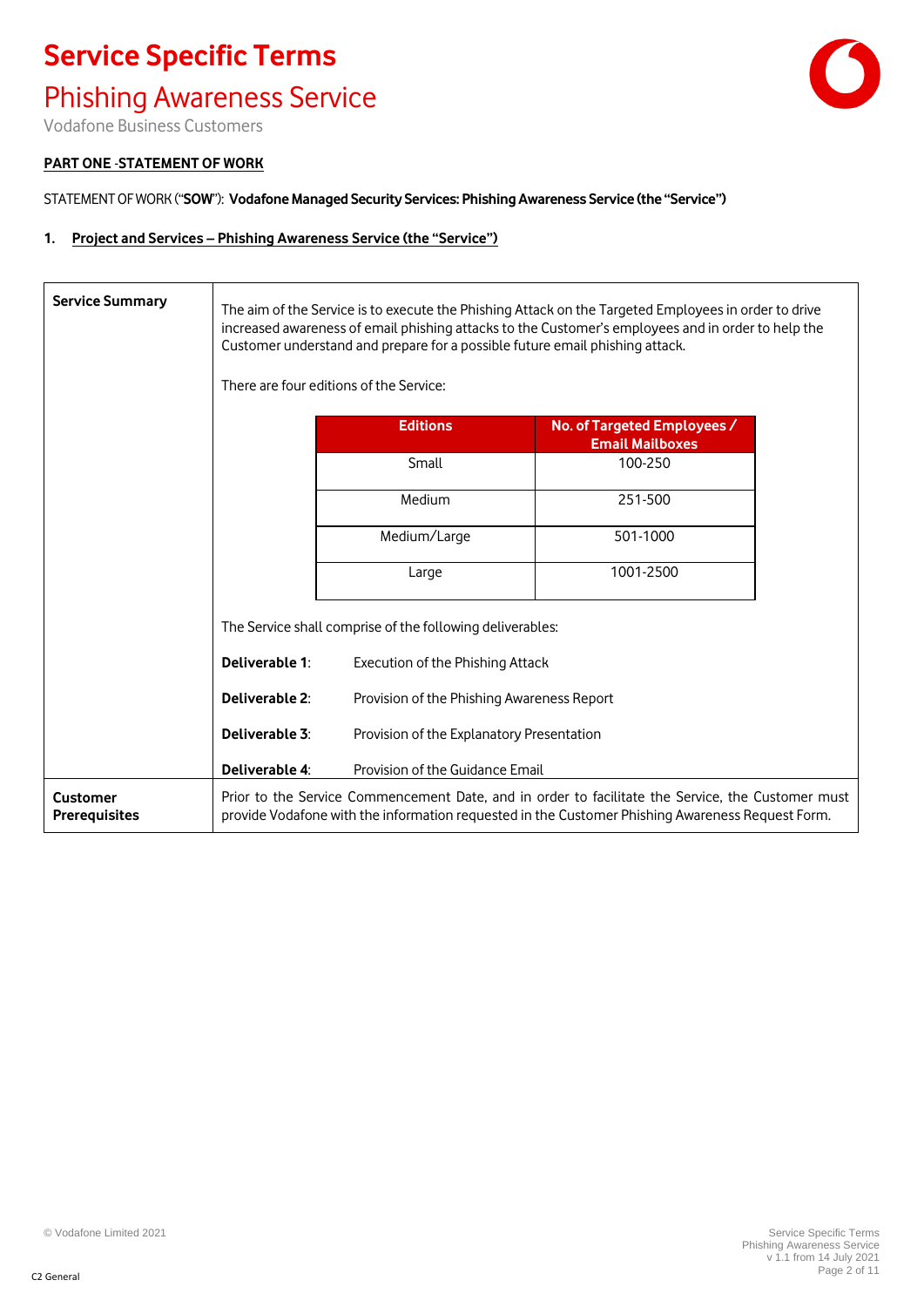# Service Specific Terms

## Phishing Awareness Service

Vodafone Business Customers

**PART ONE -STATEMENT OF WORK**

STATEMENT OF WORK ("**SOW**"): **Vodafone Managed Security Services: Phishing Awareness Service (the "Service")**

### 1. Project and Services – Phishing Awareness Service (the "Service")

**Service Summary**

The aim of the Service is to execute the Phishing Attack on the Targeted Employees in order to drive increased awareness of email phishing attacks to the Customer's employees and in order to help the Customer understand and prepare for a possible future email phishing attack.

There are four editions of the Service:

| Editions | No. of Targeted Employees / Email Mailboxes |
|---|---|
| Small | 100-250 |
| Medium | 251-500 |
| Medium/Large | 501-1000 |
| Large | 1001-2500 |

The Service shall comprise of the following deliverables:

**Deliverable 1**: Execution of the Phishing Attack

**Deliverable 2**: Provision of the Phishing Awareness Report

**Deliverable 3**: Provision of the Explanatory Presentation

**Deliverable 4**: Provision of the Guidance Email

**Customer Prerequisites**

Prior to the Service Commencement Date, and in order to facilitate the Service, the Customer must provide Vodafone with the information requested in the Customer Phishing Awareness Request Form.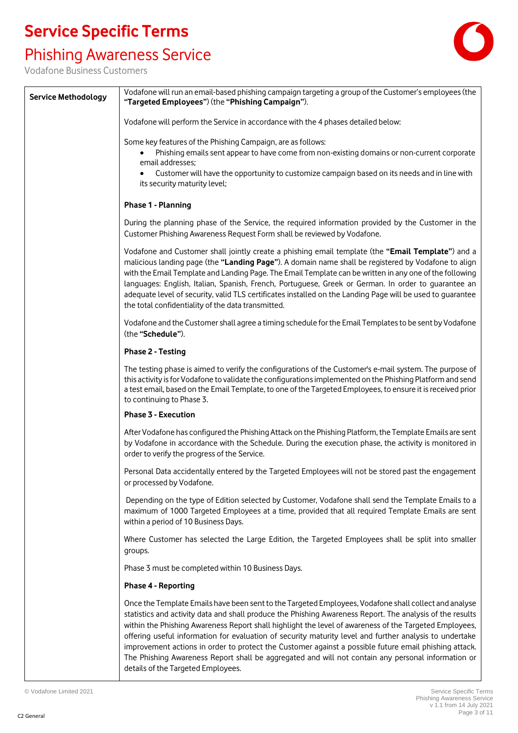# Service Specific Terms

## Phishing Awareness Service

Vodafone Business Customers

| | |
|---|---|
| **Service Methodology** | Vodafone will run an email-based phishing campaign targeting a group of the Customer's employees (the **"Targeted Employees"**) (the **"Phishing Campaign"**).<br><br>Vodafone will perform the Service in accordance with the 4 phases detailed below:<br><br>Some key features of the Phishing Campaign, are as follows:<br>• Phishing emails sent appear to have come from non-existing domains or non-current corporate email addresses;<br>• Customer will have the opportunity to customize campaign based on its needs and in line with its security maturity level;<br><br>**Phase 1 - Planning**<br><br>During the planning phase of the Service, the required information provided by the Customer in the Customer Phishing Awareness Request Form shall be reviewed by Vodafone.<br><br>Vodafone and Customer shall jointly create a phishing email template (the **"Email Template"**) and a malicious landing page (the **"Landing Page"**). A domain name shall be registered by Vodafone to align with the Email Template and Landing Page. The Email Template can be written in any one of the following languages: English, Italian, Spanish, French, Portuguese, Greek or German. In order to guarantee an adequate level of security, valid TLS certificates installed on the Landing Page will be used to guarantee the total confidentiality of the data transmitted.<br><br>Vodafone and the Customer shall agree a timing schedule for the Email Templates to be sent by Vodafone (the **"Schedule"**).<br><br>**Phase 2 - Testing**<br><br>The testing phase is aimed to verify the configurations of the Customer's e-mail system. The purpose of this activity is for Vodafone to validate the configurations implemented on the Phishing Platform and send a test email, based on the Email Template, to one of the Targeted Employees, to ensure it is received prior to continuing to Phase 3.<br><br>**Phase 3 - Execution**<br><br>After Vodafone has configured the Phishing Attack on the Phishing Platform, the Template Emails are sent by Vodafone in accordance with the Schedule. During the execution phase, the activity is monitored in order to verify the progress of the Service.<br><br>Personal Data accidentally entered by the Targeted Employees will not be stored past the engagement or processed by Vodafone.<br><br>Depending on the type of Edition selected by Customer, Vodafone shall send the Template Emails to a maximum of 1000 Targeted Employees at a time, provided that all required Template Emails are sent within a period of 10 Business Days.<br><br>Where Customer has selected the Large Edition, the Targeted Employees shall be split into smaller groups.<br><br>Phase 3 must be completed within 10 Business Days.<br><br>**Phase 4 - Reporting**<br><br>Once the Template Emails have been sent to the Targeted Employees, Vodafone shall collect and analyse statistics and activity data and shall produce the Phishing Awareness Report. The analysis of the results within the Phishing Awareness Report shall highlight the level of awareness of the Targeted Employees, offering useful information for evaluation of security maturity level and further analysis to undertake improvement actions in order to protect the Customer against a possible future email phishing attack. The Phishing Awareness Report shall be aggregated and will not contain any personal information or details of the Targeted Employees. |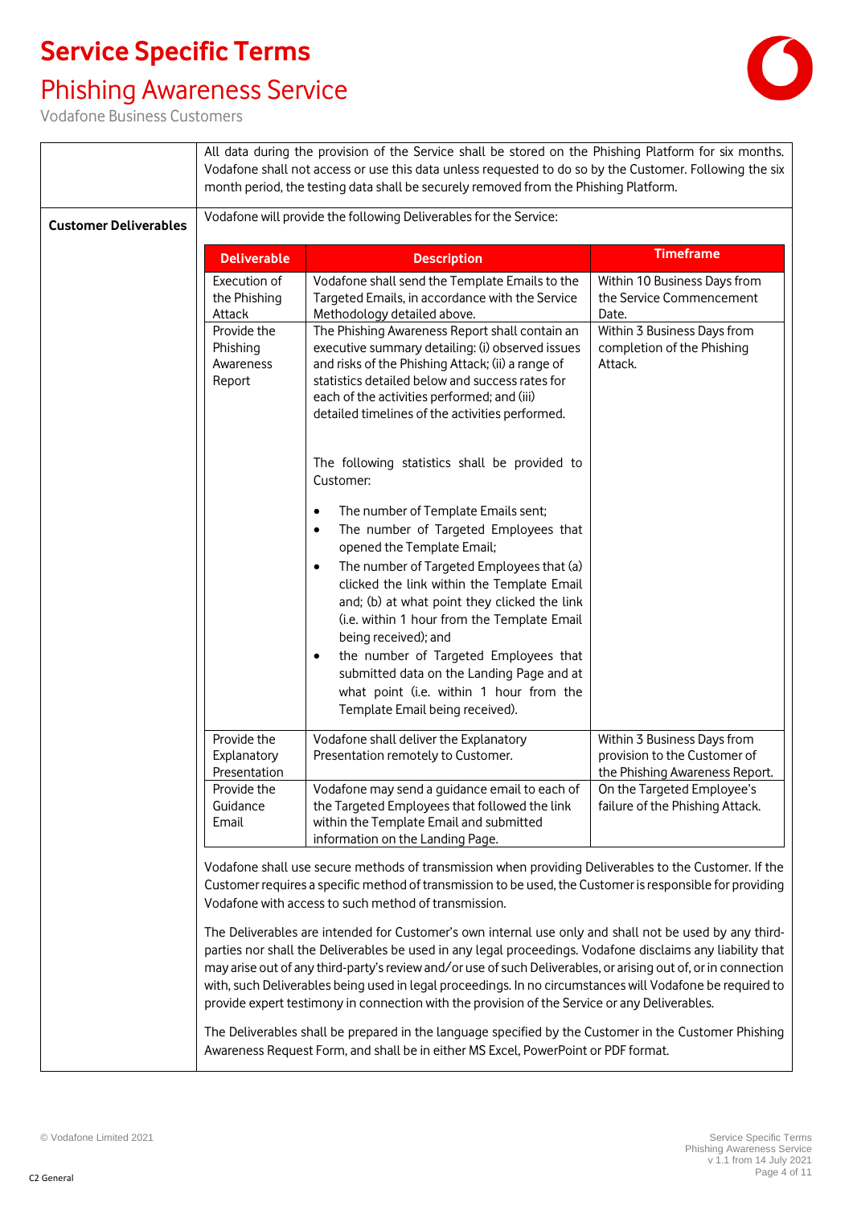# Service Specific Terms

## Phishing Awareness Service

Vodafone Business Customers

| | |
|---|---|
| | All data during the provision of the Service shall be stored on the Phishing Platform for six months. Vodafone shall not access or use this data unless requested to do so by the Customer. Following the six month period, the testing data shall be securely removed from the Phishing Platform. |
| **Customer Deliverables** | Vodafone will provide the following Deliverables for the Service: |

| Deliverable | Description | Timeframe |
|---|---|---|
| Execution of the Phishing Attack | Vodafone shall send the Template Emails to the Targeted Emails, in accordance with the Service Methodology detailed above. | Within 10 Business Days from the Service Commencement Date. |
| Provide the Phishing Awareness Report | The Phishing Awareness Report shall contain an executive summary detailing: (i) observed issues and risks of the Phishing Attack; (ii) a range of statistics detailed below and success rates for each of the activities performed; and (iii) detailed timelines of the activities performed.<br><br>The following statistics shall be provided to Customer:<br><br>• The number of Template Emails sent;<br>• The number of Targeted Employees that opened the Template Email;<br>• The number of Targeted Employees that (a) clicked the link within the Template Email and; (b) at what point they clicked the link (i.e. within 1 hour from the Template Email being received); and<br>• the number of Targeted Employees that submitted data on the Landing Page and at what point (i.e. within 1 hour from the Template Email being received). | Within 3 Business Days from completion of the Phishing Attack. |
| Provide the Explanatory Presentation | Vodafone shall deliver the Explanatory Presentation remotely to Customer. | Within 3 Business Days from provision to the Customer of the Phishing Awareness Report. |
| Provide the Guidance Email | Vodafone may send a guidance email to each of the Targeted Employees that followed the link within the Template Email and submitted information on the Landing Page. | On the Targeted Employee's failure of the Phishing Attack. |

Vodafone shall use secure methods of transmission when providing Deliverables to the Customer. If the Customer requires a specific method of transmission to be used, the Customer is responsible for providing Vodafone with access to such method of transmission.

The Deliverables are intended for Customer's own internal use only and shall not be used by any third-parties nor shall the Deliverables be used in any legal proceedings. Vodafone disclaims any liability that may arise out of any third-party's review and/or use of such Deliverables, or arising out of, or in connection with, such Deliverables being used in legal proceedings. In no circumstances will Vodafone be required to provide expert testimony in connection with the provision of the Service or any Deliverables.

The Deliverables shall be prepared in the language specified by the Customer in the Customer Phishing Awareness Request Form, and shall be in either MS Excel, PowerPoint or PDF format.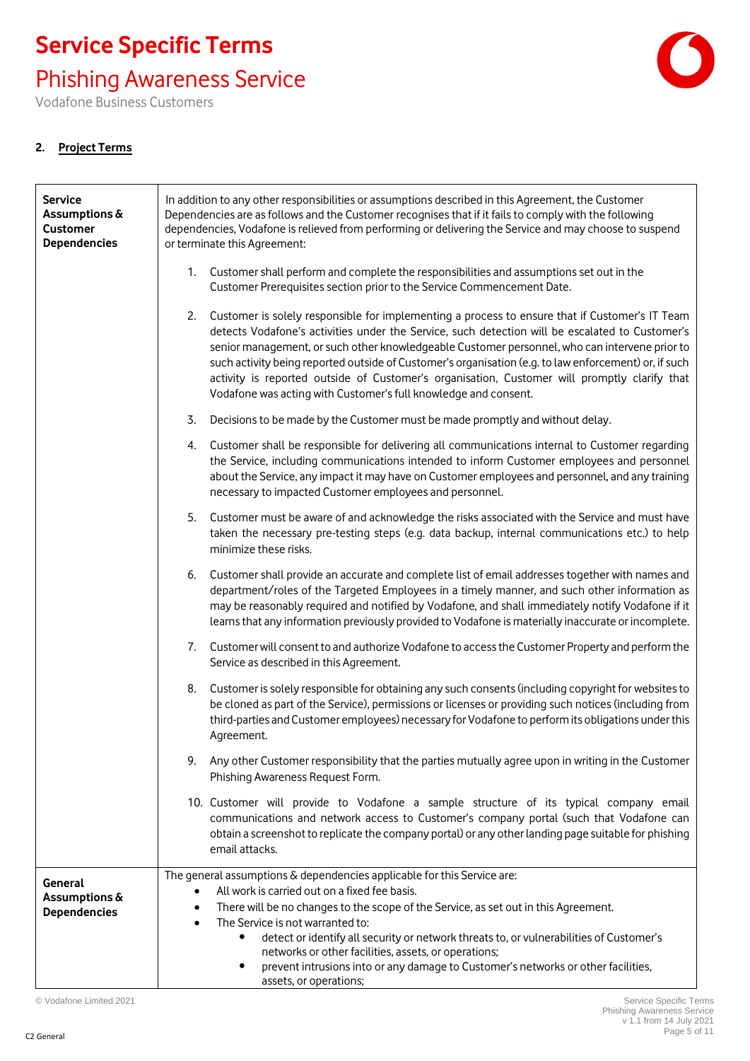**2. Project Terms**

| | |
|---|---|
| **Service Assumptions & Customer Dependencies** | In addition to any other responsibilities or assumptions described in this Agreement, the Customer Dependencies are as follows and the Customer recognises that if it fails to comply with the following dependencies, Vodafone is relieved from performing or delivering the Service and may choose to suspend or terminate this Agreement:<br><br>1. Customer shall perform and complete the responsibilities and assumptions set out in the Customer Prerequisites section prior to the Service Commencement Date.<br>2. Customer is solely responsible for implementing a process to ensure that if Customer's IT Team detects Vodafone's activities under the Service, such detection will be escalated to Customer's senior management, or such other knowledgeable Customer personnel, who can intervene prior to such activity being reported outside of Customer's organisation (e.g. to law enforcement) or, if such activity is reported outside of Customer's organisation, Customer will promptly clarify that Vodafone was acting with Customer's full knowledge and consent.<br>3. Decisions to be made by the Customer must be made promptly and without delay.<br>4. Customer shall be responsible for delivering all communications internal to Customer regarding the Service, including communications intended to inform Customer employees and personnel about the Service, any impact it may have on Customer employees and personnel, and any training necessary to impacted Customer employees and personnel.<br>5. Customer must be aware of and acknowledge the risks associated with the Service and must have taken the necessary pre-testing steps (e.g. data backup, internal communications etc.) to help minimize these risks.<br>6. Customer shall provide an accurate and complete list of email addresses together with names and department/roles of the Targeted Employees in a timely manner, and such other information as may be reasonably required and notified by Vodafone, and shall immediately notify Vodafone if it learns that any information previously provided to Vodafone is materially inaccurate or incomplete.<br>7. Customer will consent to and authorize Vodafone to access the Customer Property and perform the Service as described in this Agreement.<br>8. Customer is solely responsible for obtaining any such consents (including copyright for websites to be cloned as part of the Service), permissions or licenses or providing such notices (including from third-parties and Customer employees) necessary for Vodafone to perform its obligations under this Agreement.<br>9. Any other Customer responsibility that the parties mutually agree upon in writing in the Customer Phishing Awareness Request Form.<br>10. Customer will provide to Vodafone a sample structure of its typical company email communications and network access to Customer's company portal (such that Vodafone can obtain a screenshot to replicate the company portal) or any other landing page suitable for phishing email attacks. |
| **General Assumptions & Dependencies** | The general assumptions & dependencies applicable for this Service are:<br>• All work is carried out on a fixed fee basis.<br>• There will be no changes to the scope of the Service, as set out in this Agreement.<br>• The Service is not warranted to:<br>&nbsp;&nbsp;&nbsp;&nbsp;• detect or identify all security or network threats to, or vulnerabilities of Customer's networks or other facilities, assets, or operations;<br>&nbsp;&nbsp;&nbsp;&nbsp;• prevent intrusions into or any damage to Customer's networks or other facilities, assets, or operations; |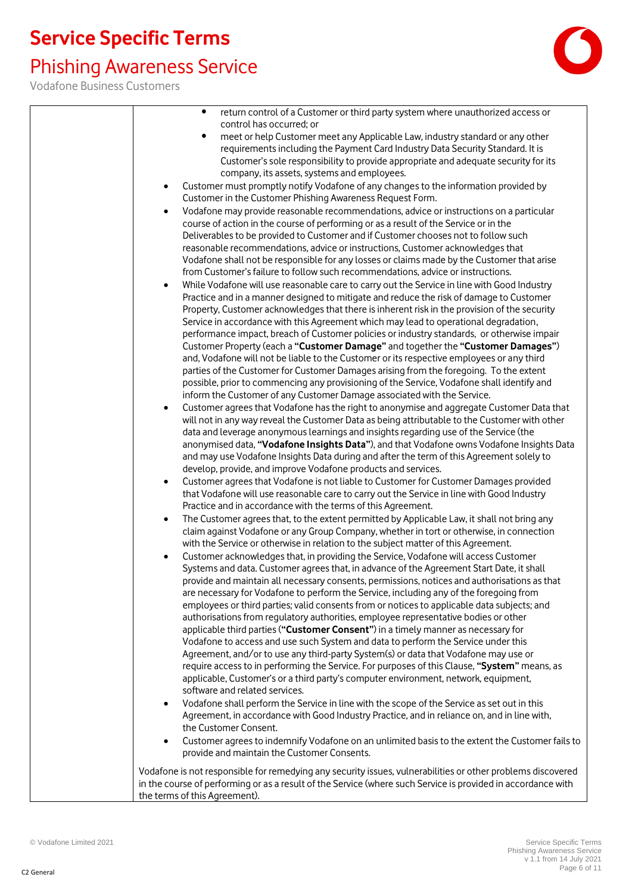| | - return control of a Customer or third party system where unauthorized access or control has occurred; or<br>- meet or help Customer meet any Applicable Law, industry standard or any other requirements including the Payment Card Industry Data Security Standard. It is Customer's sole responsibility to provide appropriate and adequate security for its company, its assets, systems and employees.<br><br>- Customer must promptly notify Vodafone of any changes to the information provided by Customer in the Customer Phishing Awareness Request Form.<br>- Vodafone may provide reasonable recommendations, advice or instructions on a particular course of action in the course of performing or as a result of the Service or in the Deliverables to be provided to Customer and if Customer chooses not to follow such reasonable recommendations, advice or instructions, Customer acknowledges that Vodafone shall not be responsible for any losses or claims made by the Customer that arise from Customer's failure to follow such recommendations, advice or instructions.<br>- While Vodafone will use reasonable care to carry out the Service in line with Good Industry Practice and in a manner designed to mitigate and reduce the risk of damage to Customer Property, Customer acknowledges that there is inherent risk in the provision of the security Service in accordance with this Agreement which may lead to operational degradation, performance impact, breach of Customer policies or industry standards, or otherwise impair Customer Property (each a **"Customer Damage"** and together the **"Customer Damages"**) and, Vodafone will not be liable to the Customer or its respective employees or any third parties of the Customer for Customer Damages arising from the foregoing. To the extent possible, prior to commencing any provisioning of the Service, Vodafone shall identify and inform the Customer of any Customer Damage associated with the Service.<br>- Customer agrees that Vodafone has the right to anonymise and aggregate Customer Data that will not in any way reveal the Customer Data as being attributable to the Customer with other data and leverage anonymous learnings and insights regarding use of the Service (the anonymised data, **"Vodafone Insights Data"**), and that Vodafone owns Vodafone Insights Data and may use Vodafone Insights Data during and after the term of this Agreement solely to develop, provide, and improve Vodafone products and services.<br>- Customer agrees that Vodafone is not liable to Customer for Customer Damages provided that Vodafone will use reasonable care to carry out the Service in line with Good Industry Practice and in accordance with the terms of this Agreement.<br>- The Customer agrees that, to the extent permitted by Applicable Law, it shall not bring any claim against Vodafone or any Group Company, whether in tort or otherwise, in connection with the Service or otherwise in relation to the subject matter of this Agreement.<br>- Customer acknowledges that, in providing the Service, Vodafone will access Customer Systems and data. Customer agrees that, in advance of the Agreement Start Date, it shall provide and maintain all necessary consents, permissions, notices and authorisations as that are necessary for Vodafone to perform the Service, including any of the foregoing from employees or third parties; valid consents from or notices to applicable data subjects; and authorisations from regulatory authorities, employee representative bodies or other applicable third parties (**"Customer Consent"**) in a timely manner as necessary for Vodafone to access and use such System and data to perform the Service under this Agreement, and/or to use any third-party System(s) or data that Vodafone may use or require access to in performing the Service. For purposes of this Clause, **"System"** means, as applicable, Customer's or a third party's computer environment, network, equipment, software and related services.<br>- Vodafone shall perform the Service in line with the scope of the Service as set out in this Agreement, in accordance with Good Industry Practice, and in reliance on, and in line with, the Customer Consent.<br>- Customer agrees to indemnify Vodafone on an unlimited basis to the extent the Customer fails to provide and maintain the Customer Consents.<br><br>Vodafone is not responsible for remedying any security issues, vulnerabilities or other problems discovered in the course of performing or as a result of the Service (where such Service is provided in accordance with the terms of this Agreement). |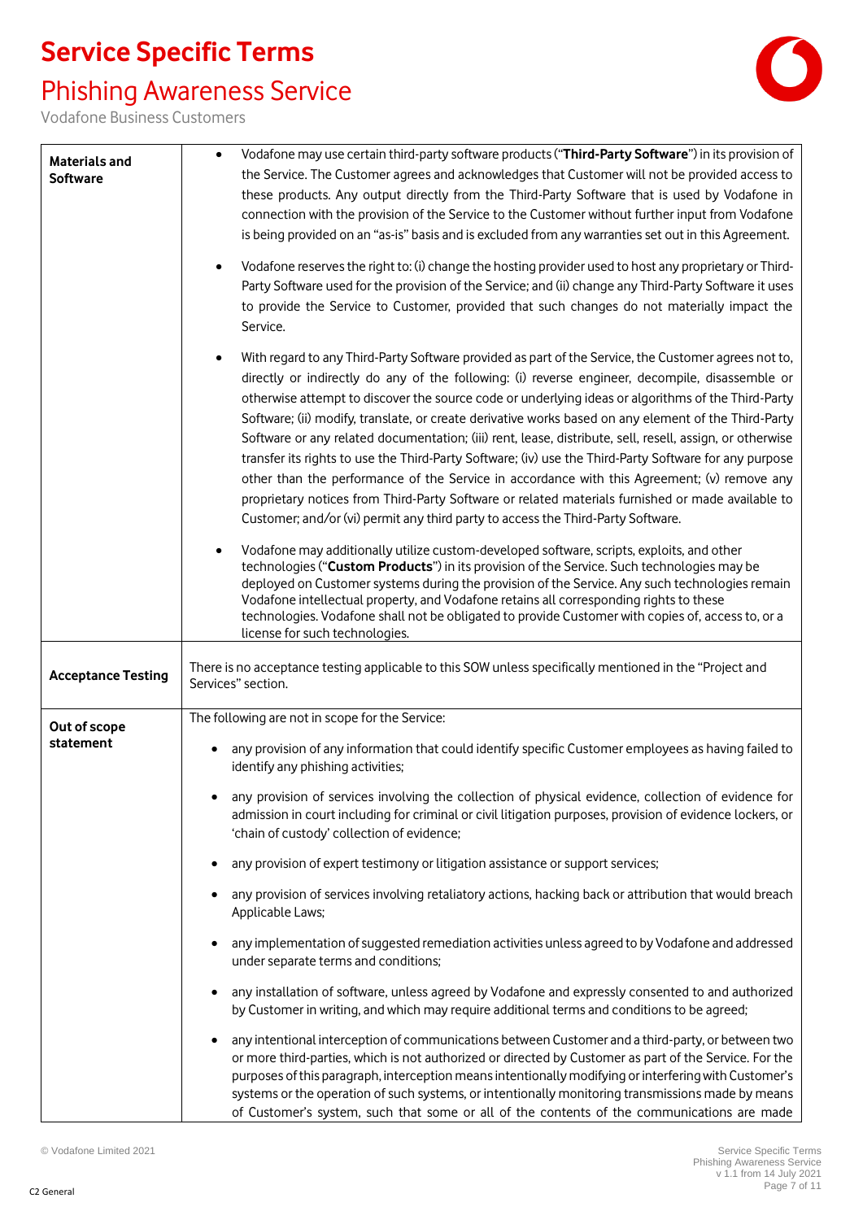# Service Specific Terms

## Phishing Awareness Service

Vodafone Business Customers

| | |
|---|---|
| **Materials and Software** | • Vodafone may use certain third-party software products ("**Third-Party Software**") in its provision of the Service. The Customer agrees and acknowledges that Customer will not be provided access to these products. Any output directly from the Third-Party Software that is used by Vodafone in connection with the provision of the Service to the Customer without further input from Vodafone is being provided on an "as-is" basis and is excluded from any warranties set out in this Agreement.<br><br>• Vodafone reserves the right to: (i) change the hosting provider used to host any proprietary or Third-Party Software used for the provision of the Service; and (ii) change any Third-Party Software it uses to provide the Service to Customer, provided that such changes do not materially impact the Service.<br><br>• With regard to any Third-Party Software provided as part of the Service, the Customer agrees not to, directly or indirectly do any of the following: (i) reverse engineer, decompile, disassemble or otherwise attempt to discover the source code or underlying ideas or algorithms of the Third-Party Software; (ii) modify, translate, or create derivative works based on any element of the Third-Party Software or any related documentation; (iii) rent, lease, distribute, sell, resell, assign, or otherwise transfer its rights to use the Third-Party Software; (iv) use the Third-Party Software for any purpose other than the performance of the Service in accordance with this Agreement; (v) remove any proprietary notices from Third-Party Software or related materials furnished or made available to Customer; and/or (vi) permit any third party to access the Third-Party Software.<br><br>• Vodafone may additionally utilize custom-developed software, scripts, exploits, and other technologies ("**Custom Products**") in its provision of the Service. Such technologies may be deployed on Customer systems during the provision of the Service. Any such technologies remain Vodafone intellectual property, and Vodafone retains all corresponding rights to these technologies. Vodafone shall not be obligated to provide Customer with copies of, access to, or a license for such technologies. |
| **Acceptance Testing** | There is no acceptance testing applicable to this SOW unless specifically mentioned in the "Project and Services" section. |
| **Out of scope statement** | The following are not in scope for the Service:<br><br>• any provision of any information that could identify specific Customer employees as having failed to identify any phishing activities;<br><br>• any provision of services involving the collection of physical evidence, collection of evidence for admission in court including for criminal or civil litigation purposes, provision of evidence lockers, or 'chain of custody' collection of evidence;<br><br>• any provision of expert testimony or litigation assistance or support services;<br><br>• any provision of services involving retaliatory actions, hacking back or attribution that would breach Applicable Laws;<br><br>• any implementation of suggested remediation activities unless agreed to by Vodafone and addressed under separate terms and conditions;<br><br>• any installation of software, unless agreed by Vodafone and expressly consented to and authorized by Customer in writing, and which may require additional terms and conditions to be agreed;<br><br>• any intentional interception of communications between Customer and a third-party, or between two or more third-parties, which is not authorized or directed by Customer as part of the Service. For the purposes of this paragraph, interception means intentionally modifying or interfering with Customer's systems or the operation of such systems, or intentionally monitoring transmissions made by means of Customer's system, such that some or all of the contents of the communications are made |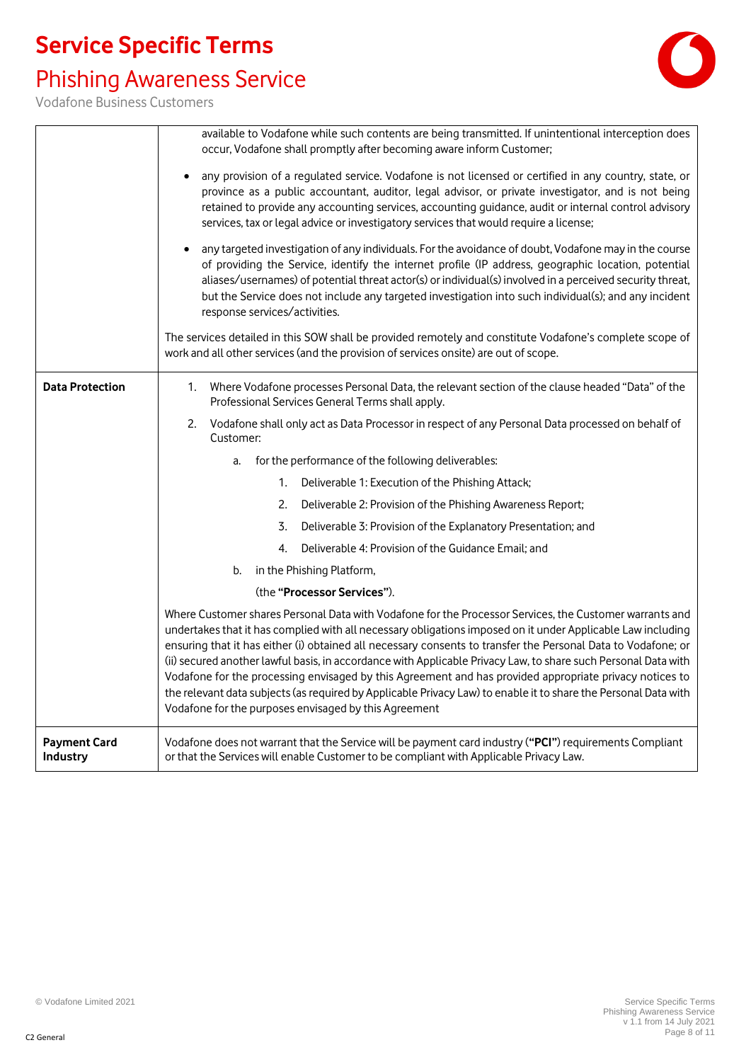| | |
|---|---|
| | available to Vodafone while such contents are being transmitted. If unintentional interception does occur, Vodafone shall promptly after becoming aware inform Customer;<br><br>• any provision of a regulated service. Vodafone is not licensed or certified in any country, state, or province as a public accountant, auditor, legal advisor, or private investigator, and is not being retained to provide any accounting services, accounting guidance, audit or internal control advisory services, tax or legal advice or investigatory services that would require a license;<br><br>• any targeted investigation of any individuals. For the avoidance of doubt, Vodafone may in the course of providing the Service, identify the internet profile (IP address, geographic location, potential aliases/usernames) of potential threat actor(s) or individual(s) involved in a perceived security threat, but the Service does not include any targeted investigation into such individual(s); and any incident response services/activities.<br><br>The services detailed in this SOW shall be provided remotely and constitute Vodafone's complete scope of work and all other services (and the provision of services onsite) are out of scope. |
| **Data Protection** | 1. Where Vodafone processes Personal Data, the relevant section of the clause headed "Data" of the Professional Services General Terms shall apply.<br><br>2. Vodafone shall only act as Data Processor in respect of any Personal Data processed on behalf of Customer:<br><br>a. for the performance of the following deliverables:<br><br>1. Deliverable 1: Execution of the Phishing Attack;<br>2. Deliverable 2: Provision of the Phishing Awareness Report;<br>3. Deliverable 3: Provision of the Explanatory Presentation; and<br>4. Deliverable 4: Provision of the Guidance Email; and<br><br>b. in the Phishing Platform,<br><br>(the **"Processor Services"**).<br><br>Where Customer shares Personal Data with Vodafone for the Processor Services, the Customer warrants and undertakes that it has complied with all necessary obligations imposed on it under Applicable Law including ensuring that it has either (i) obtained all necessary consents to transfer the Personal Data to Vodafone; or (ii) secured another lawful basis, in accordance with Applicable Privacy Law, to share such Personal Data with Vodafone for the processing envisaged by this Agreement and has provided appropriate privacy notices to the relevant data subjects (as required by Applicable Privacy Law) to enable it to share the Personal Data with Vodafone for the purposes envisaged by this Agreement |
| **Payment Card Industry** | Vodafone does not warrant that the Service will be payment card industry (**"PCI"**) requirements Compliant or that the Services will enable Customer to be compliant with Applicable Privacy Law. |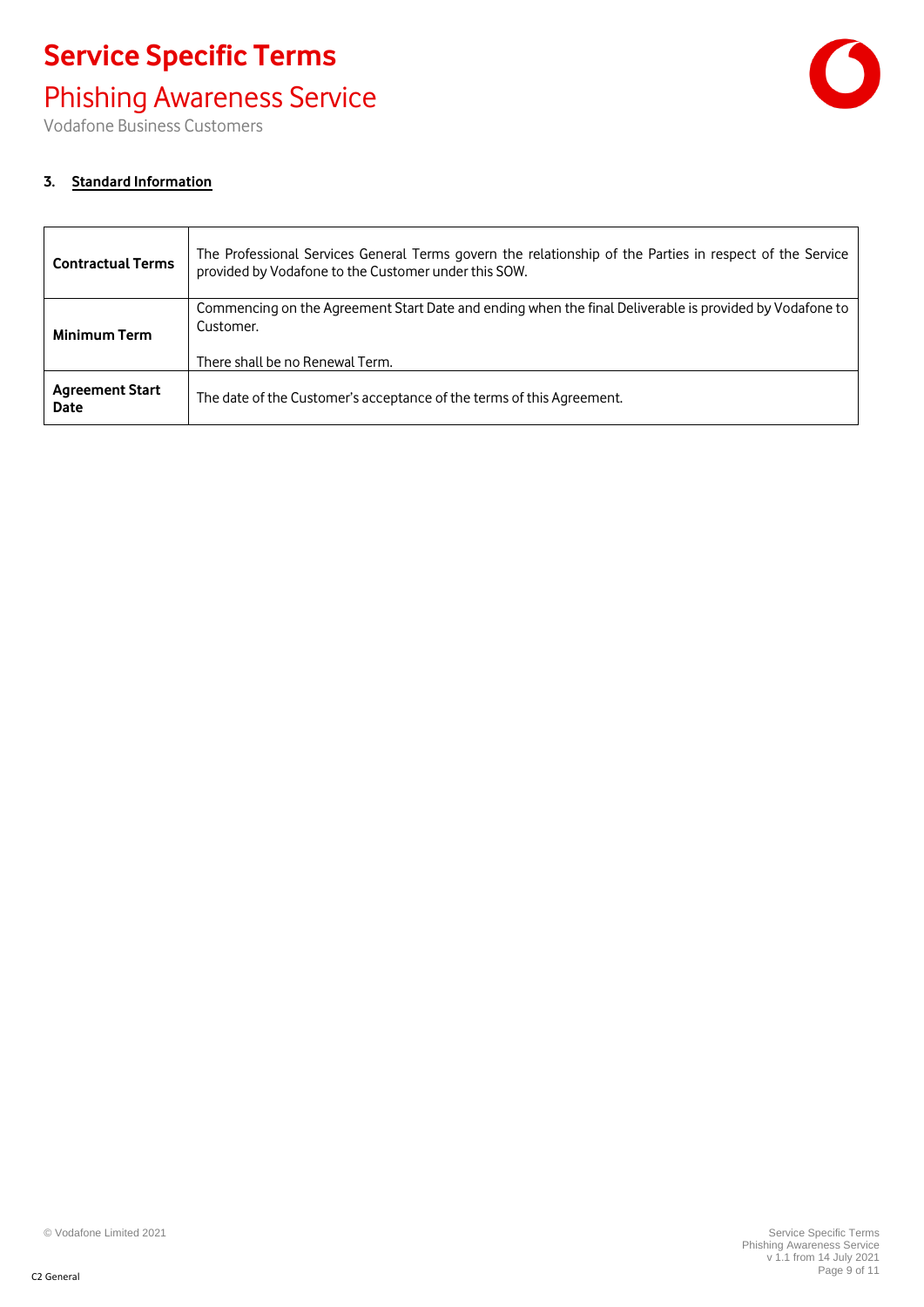## 3. Standard Information

| | |
|---|---|
| **Contractual Terms** | The Professional Services General Terms govern the relationship of the Parties in respect of the Service provided by Vodafone to the Customer under this SOW. |
| **Minimum Term** | Commencing on the Agreement Start Date and ending when the final Deliverable is provided by Vodafone to Customer.<br><br>There shall be no Renewal Term. |
| **Agreement Start Date** | The date of the Customer's acceptance of the terms of this Agreement. |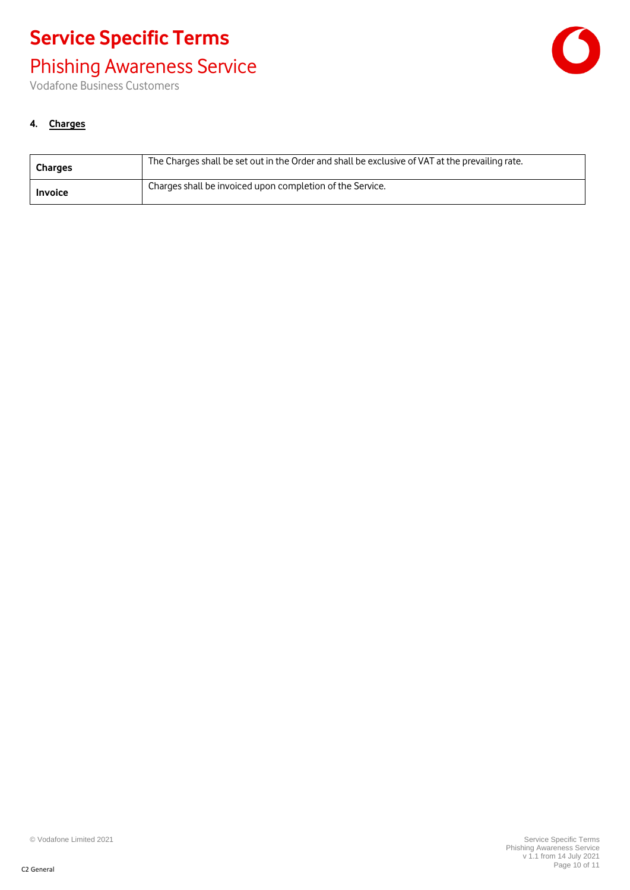**4. Charges**

| | |
|---|---|
| **Charges** | The Charges shall be set out in the Order and shall be exclusive of VAT at the prevailing rate. |
| **Invoice** | Charges shall be invoiced upon completion of the Service. |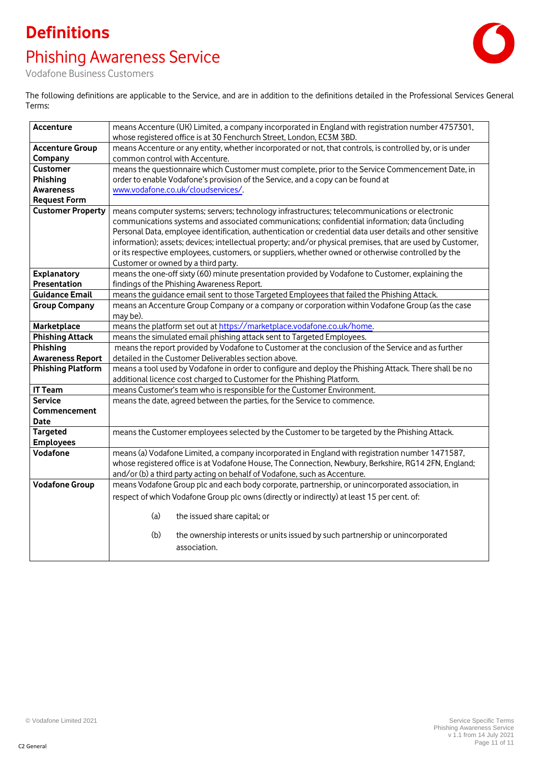# Definitions

## Phishing Awareness Service

Vodafone Business Customers

The following definitions are applicable to the Service, and are in addition to the definitions detailed in the Professional Services General Terms:

| | |
|---|---|
| **Accenture** | means Accenture (UK) Limited, a company incorporated in England with registration number 4757301, whose registered office is at 30 Fenchurch Street, London, EC3M 3BD. |
| **Accenture Group Company** | means Accenture or any entity, whether incorporated or not, that controls, is controlled by, or is under common control with Accenture. |
| **Customer Phishing Awareness Request Form** | means the questionnaire which Customer must complete, prior to the Service Commencement Date, in order to enable Vodafone's provision of the Service, and a copy can be found at [www.vodafone.co.uk/cloudservices/](www.vodafone.co.uk/cloudservices/). |
| **Customer Property** | means computer systems; servers; technology infrastructures; telecommunications or electronic communications systems and associated communications; confidential information; data (including Personal Data, employee identification, authentication or credential data user details and other sensitive information); assets; devices; intellectual property; and/or physical premises, that are used by Customer, or its respective employees, customers, or suppliers, whether owned or otherwise controlled by the Customer or owned by a third party. |
| **Explanatory Presentation** | means the one-off sixty (60) minute presentation provided by Vodafone to Customer, explaining the findings of the Phishing Awareness Report. |
| **Guidance Email** | means the guidance email sent to those Targeted Employees that failed the Phishing Attack. |
| **Group Company** | means an Accenture Group Company or a company or corporation within Vodafone Group (as the case may be). |
| **Marketplace** | means the platform set out at [https://marketplace.vodafone.co.uk/home](https://marketplace.vodafone.co.uk/home). |
| **Phishing Attack** | means the simulated email phishing attack sent to Targeted Employees. |
| **Phishing Awareness Report** | means the report provided by Vodafone to Customer at the conclusion of the Service and as further detailed in the Customer Deliverables section above. |
| **Phishing Platform** | means a tool used by Vodafone in order to configure and deploy the Phishing Attack. There shall be no additional licence cost charged to Customer for the Phishing Platform. |
| **IT Team** | means Customer's team who is responsible for the Customer Environment. |
| **Service Commencement Date** | means the date, agreed between the parties, for the Service to commence. |
| **Targeted Employees** | means the Customer employees selected by the Customer to be targeted by the Phishing Attack. |
| **Vodafone** | means (a) Vodafone Limited, a company incorporated in England with registration number 1471587, whose registered office is at Vodafone House, The Connection, Newbury, Berkshire, RG14 2FN, England; and/or (b) a third party acting on behalf of Vodafone, such as Accenture. |
| **Vodafone Group** | means Vodafone Group plc and each body corporate, partnership, or unincorporated association, in respect of which Vodafone Group plc owns (directly or indirectly) at least 15 per cent. of: (a) the issued share capital; or (b) the ownership interests or units issued by such partnership or unincorporated association. |